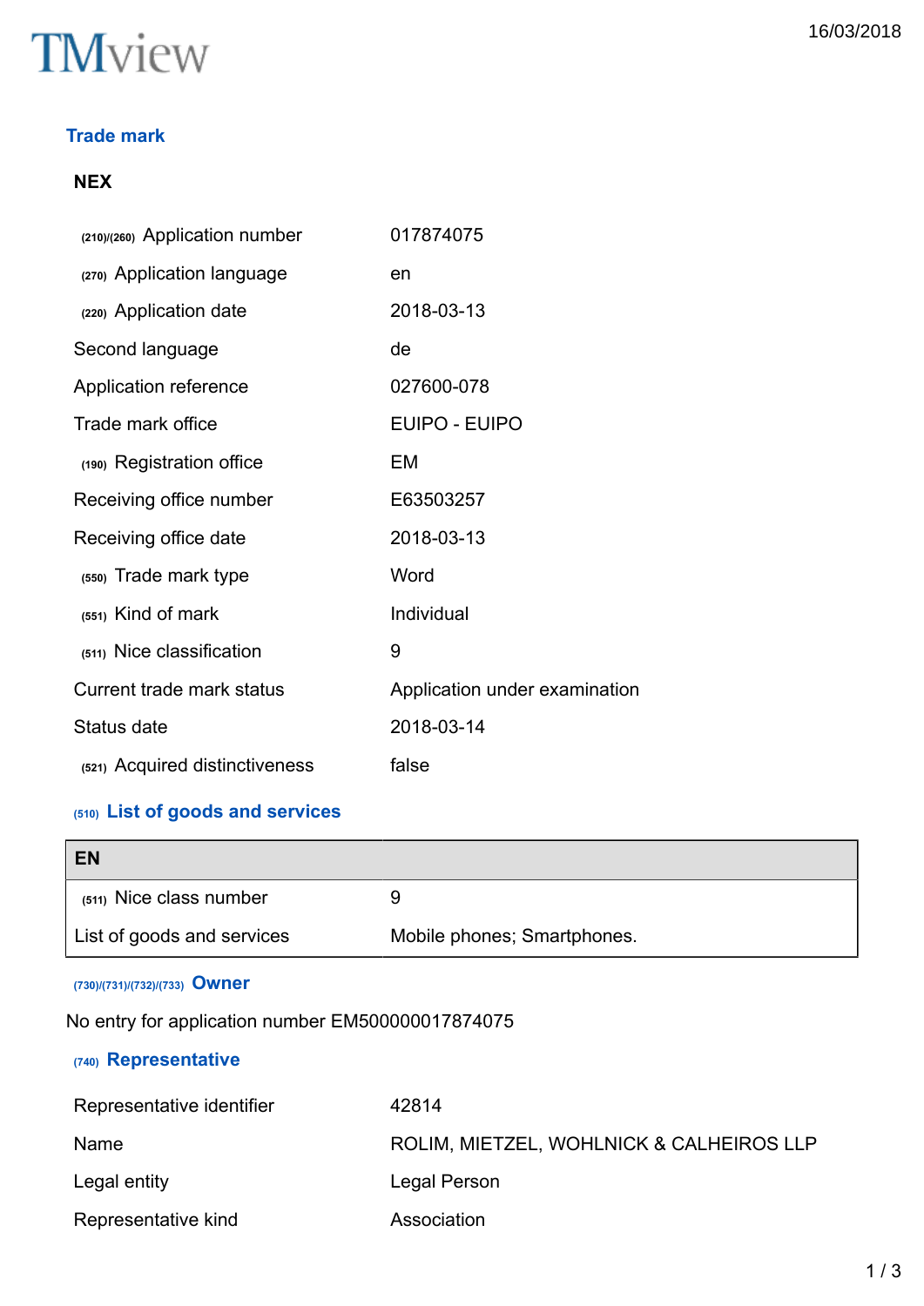TMview

16/03/2018

## Trade mark

### NEX

| | |
|---|---|
| (210)/(260) Application number | 017874075 |
| (270) Application language | en |
| (220) Application date | 2018-03-13 |
| Second language | de |
| Application reference | 027600-078 |
| Trade mark office | EUIPO - EUIPO |
| (190) Registration office | EM |
| Receiving office number | E63503257 |
| Receiving office date | 2018-03-13 |
| (550) Trade mark type | Word |
| (551) Kind of mark | Individual |
| (511) Nice classification | 9 |
| Current trade mark status | Application under examination |
| Status date | 2018-03-14 |
| (521) Acquired distinctiveness | false |

## (510) List of goods and services

| EN | |
|---|---|
| (511) Nice class number | 9 |
| List of goods and services | Mobile phones; Smartphones. |

## (730)/(731)/(732)/(733) Owner

No entry for application number EM500000017874075

## (740) Representative

| | |
|---|---|
| Representative identifier | 42814 |
| Name | ROLIM, MIETZEL, WOHLNICK & CALHEIROS LLP |
| Legal entity | Legal Person |
| Representative kind | Association |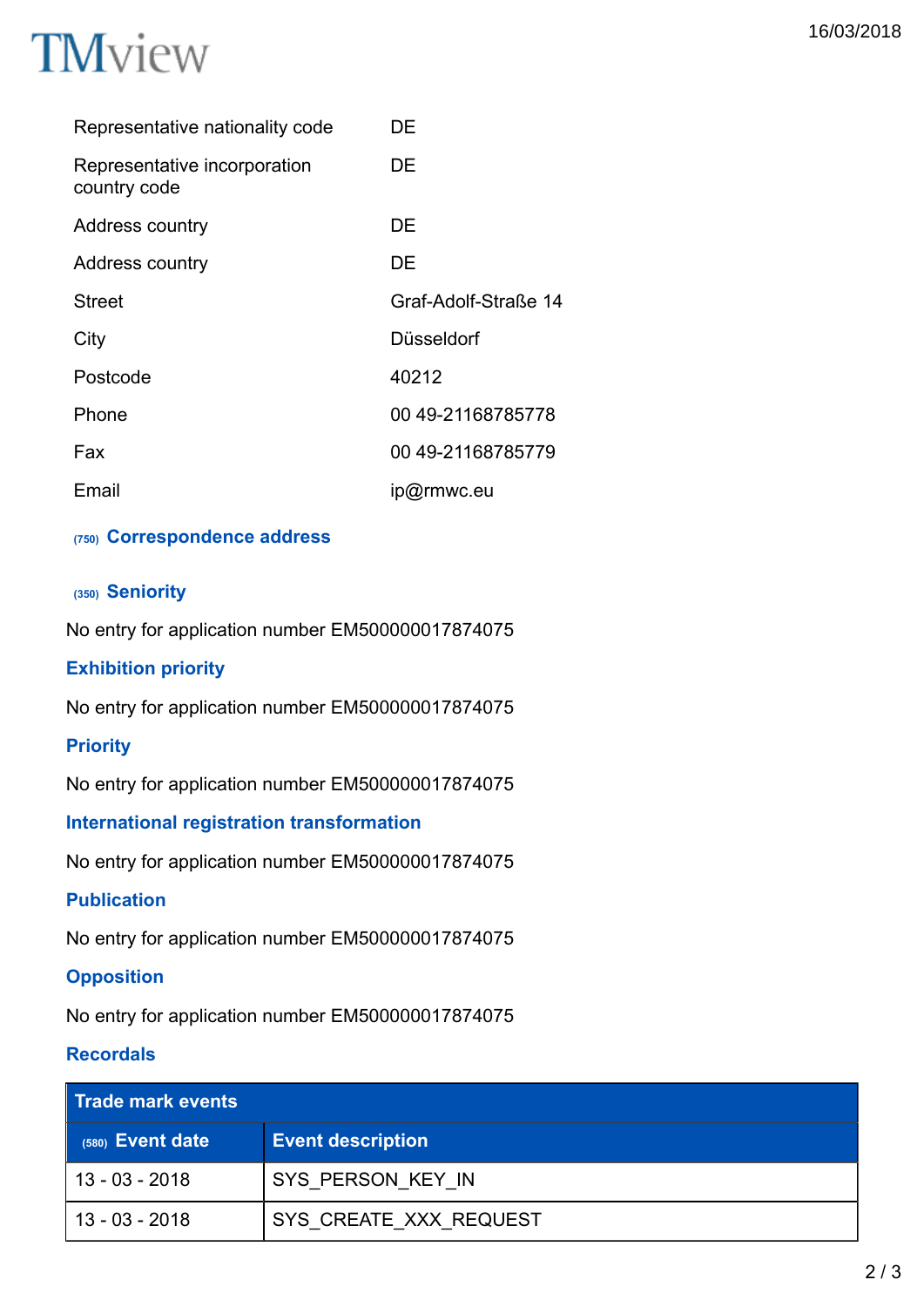| | |
|---|---|
| Representative nationality code | DE |
| Representative incorporation country code | DE |
| Address country | DE |
| Address country | DE |
| Street | Graf-Adolf-Straße 14 |
| City | Düsseldorf |
| Postcode | 40212 |
| Phone | 00 49-21168785778 |
| Fax | 00 49-21168785779 |
| Email | ip@rmwc.eu |

### (750) Correspondence address

### (350) Seniority

No entry for application number EM500000017874075

### Exhibition priority

No entry for application number EM500000017874075

### Priority

No entry for application number EM500000017874075

### International registration transformation

No entry for application number EM500000017874075

### Publication

No entry for application number EM500000017874075

### Opposition

No entry for application number EM500000017874075

### Recordals

| Trade mark events | |
|---|---|
| (580) Event date | Event description |
| 13 - 03 - 2018 | SYS_PERSON_KEY_IN |
| 13 - 03 - 2018 | SYS_CREATE_XXX_REQUEST |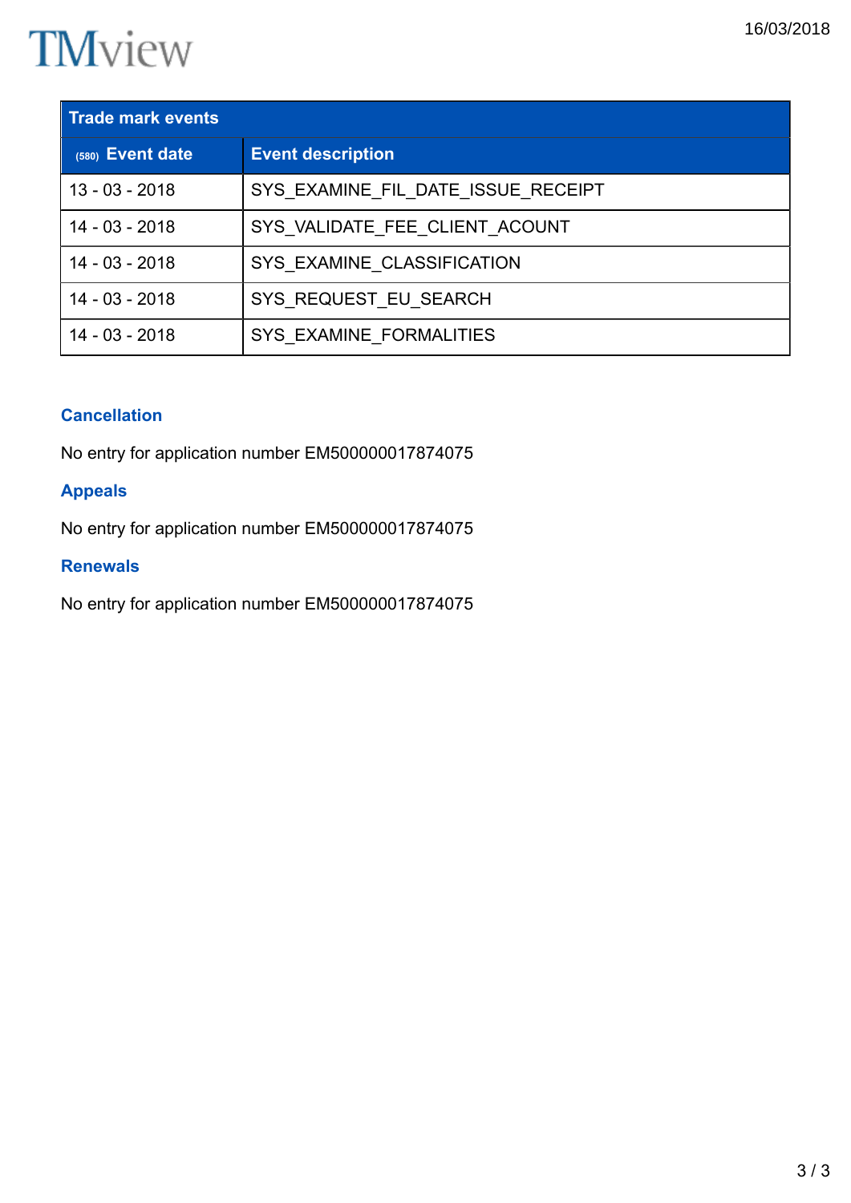| Trade mark events | |
|---|---|
| (580) Event date | Event description |
| 13 - 03 - 2018 | SYS_EXAMINE_FIL_DATE_ISSUE_RECEIPT |
| 14 - 03 - 2018 | SYS_VALIDATE_FEE_CLIENT_ACOUNT |
| 14 - 03 - 2018 | SYS_EXAMINE_CLASSIFICATION |
| 14 - 03 - 2018 | SYS_REQUEST_EU_SEARCH |
| 14 - 03 - 2018 | SYS_EXAMINE_FORMALITIES |

### Cancellation

No entry for application number EM500000017874075

### Appeals

No entry for application number EM500000017874075

### Renewals

No entry for application number EM500000017874075